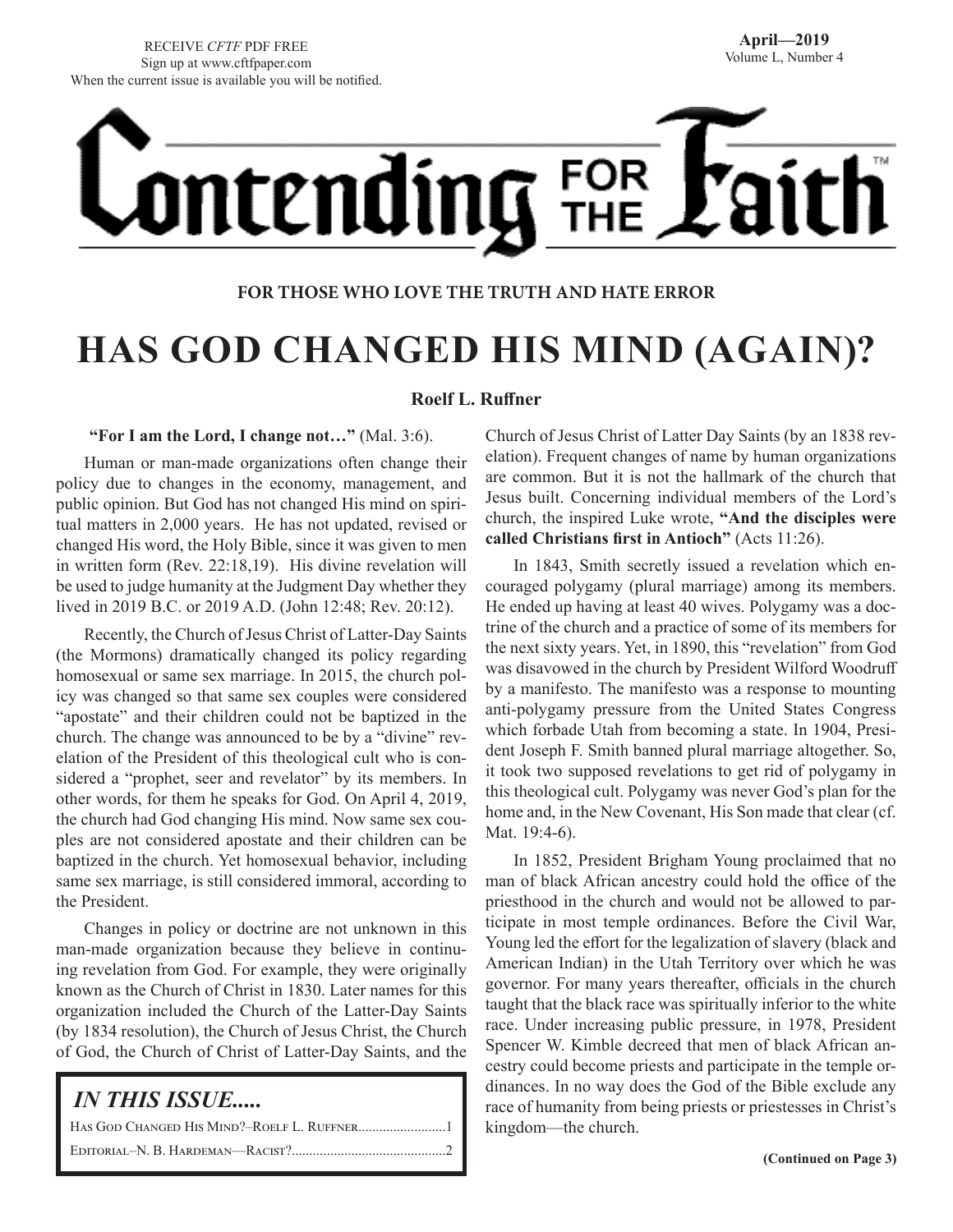RECEIVE *CFTF* PDF FREE
Sign up at www.cftfpaper.com
When the current issue is available you will be notified.

**April—2019**
Volume L, Number 4

# Contending FOR THE Faith™

**FOR THOSE WHO LOVE THE TRUTH AND HATE ERROR**

# HAS GOD CHANGED HIS MIND (AGAIN)?

**Roelf L. Ruffner**

**"For I am the Lord, I change not…"** (Mal. 3:6).

Human or man-made organizations often change their policy due to changes in the economy, management, and public opinion. But God has not changed His mind on spiritual matters in 2,000 years. He has not updated, revised or changed His word, the Holy Bible, since it was given to men in written form (Rev. 22:18,19). His divine revelation will be used to judge humanity at the Judgment Day whether they lived in 2019 B.C. or 2019 A.D. (John 12:48; Rev. 20:12).

Recently, the Church of Jesus Christ of Latter-Day Saints (the Mormons) dramatically changed its policy regarding homosexual or same sex marriage. In 2015, the church policy was changed so that same sex couples were considered "apostate" and their children could not be baptized in the church. The change was announced to be by a "divine" revelation of the President of this theological cult who is considered a "prophet, seer and revelator" by its members. In other words, for them he speaks for God. On April 4, 2019, the church had God changing His mind. Now same sex couples are not considered apostate and their children can be baptized in the church. Yet homosexual behavior, including same sex marriage, is still considered immoral, according to the President.

Changes in policy or doctrine are not unknown in this man-made organization because they believe in continuing revelation from God. For example, they were originally known as the Church of Christ in 1830. Later names for this organization included the Church of the Latter-Day Saints (by 1834 resolution), the Church of Jesus Christ, the Church of God, the Church of Christ of Latter-Day Saints, and the Church of Jesus Christ of Latter Day Saints (by an 1838 revelation). Frequent changes of name by human organizations are common. But it is not the hallmark of the church that Jesus built. Concerning individual members of the Lord's church, the inspired Luke wrote, **"And the disciples were called Christians first in Antioch"** (Acts 11:26).

In 1843, Smith secretly issued a revelation which encouraged polygamy (plural marriage) among its members. He ended up having at least 40 wives. Polygamy was a doctrine of the church and a practice of some of its members for the next sixty years. Yet, in 1890, this "revelation" from God was disavowed in the church by President Wilford Woodruff by a manifesto. The manifesto was a response to mounting anti-polygamy pressure from the United States Congress which forbade Utah from becoming a state. In 1904, President Joseph F. Smith banned plural marriage altogether. So, it took two supposed revelations to get rid of polygamy in this theological cult. Polygamy was never God's plan for the home and, in the New Covenant, His Son made that clear (cf. Mat. 19:4-6).

In 1852, President Brigham Young proclaimed that no man of black African ancestry could hold the office of the priesthood in the church and would not be allowed to participate in most temple ordinances. Before the Civil War, Young led the effort for the legalization of slavery (black and American Indian) in the Utah Territory over which he was governor. For many years thereafter, officials in the church taught that the black race was spiritually inferior to the white race. Under increasing public pressure, in 1978, President Spencer W. Kimble decreed that men of black African ancestry could become priests and participate in the temple ordinances. In no way does the God of the Bible exclude any race of humanity from being priests or priestesses in Christ's kingdom—the church.

**(Continued on Page 3)**

## *IN THIS ISSUE.....*

Has God Changed His Mind?–Roelf L. Ruffner.........................1
Editorial–N. B. Hardeman—Racist?............................................2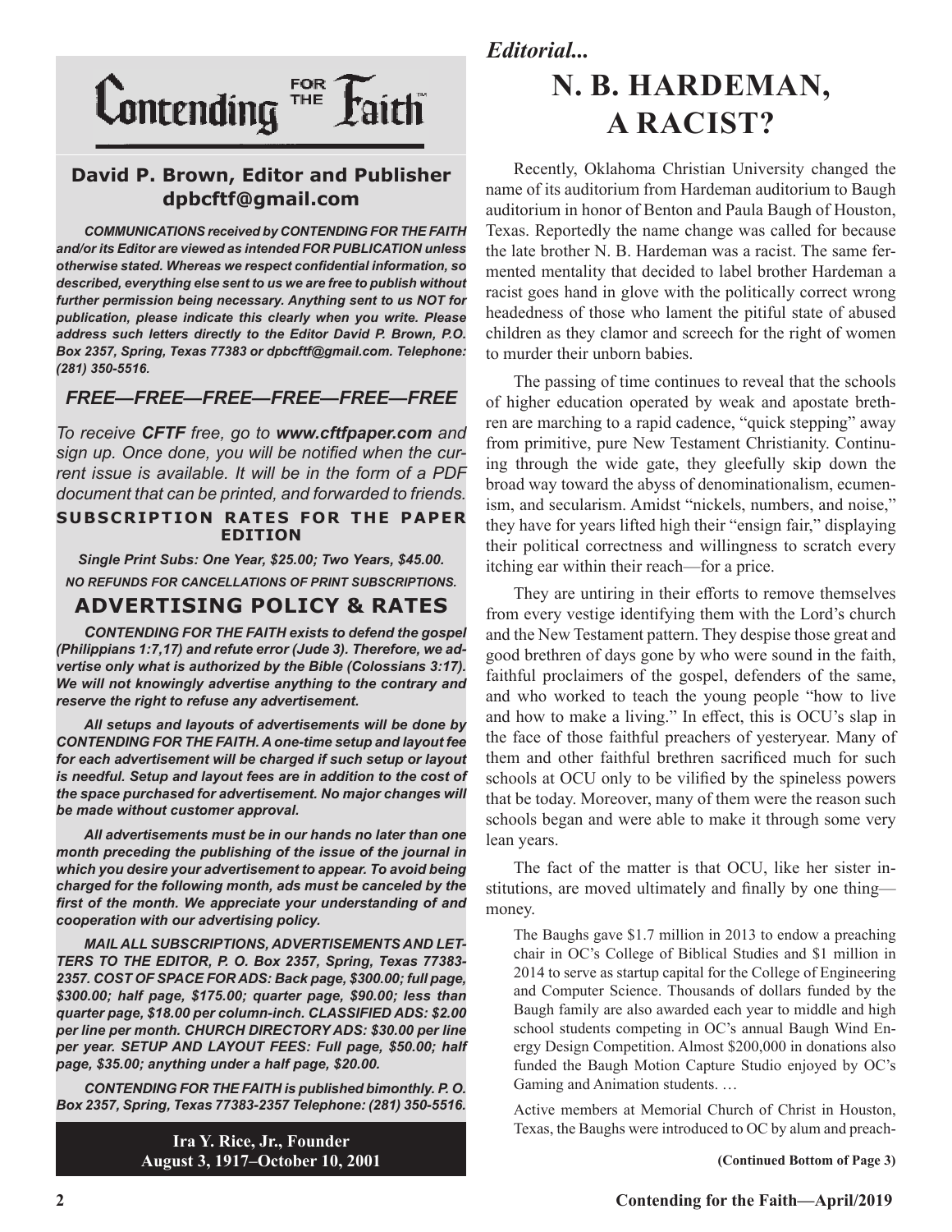# Contending FOR THE Faith™

**David P. Brown, Editor and Publisher**
**dpbcftf@gmail.com**

***COMMUNICATIONS received by CONTENDING FOR THE FAITH and/or its Editor are viewed as intended FOR PUBLICATION unless otherwise stated. Whereas we respect confidential information, so described, everything else sent to us we are free to publish without further permission being necessary. Anything sent to us NOT for publication, please indicate this clearly when you write. Please address such letters directly to the Editor David P. Brown, P.O. Box 2357, Spring, Texas 77383 or dpbcftf@gmail.com. Telephone: (281) 350-5516.***

### *FREE—FREE—FREE—FREE—FREE—FREE*

*To receive **CFTF** free, go to **www.cftfpaper.com** and sign up. Once done, you will be notified when the current issue is available. It will be in the form of a PDF document that can be printed, and forwarded to friends.*

**SUBSCRIPTION RATES FOR THE PAPER EDITION**

***Single Print Subs: One Year, $25.00; Two Years, $45.00.***

***NO REFUNDS FOR CANCELLATIONS OF PRINT SUBSCRIPTIONS.***

### ADVERTISING POLICY & RATES

***CONTENDING FOR THE FAITH exists to defend the gospel (Philippians 1:7,17) and refute error (Jude 3). Therefore, we advertise only what is authorized by the Bible (Colossians 3:17). We will not knowingly advertise anything to the contrary and reserve the right to refuse any advertisement.***

***All setups and layouts of advertisements will be done by CONTENDING FOR THE FAITH. A one-time setup and layout fee for each advertisement will be charged if such setup or layout is needful. Setup and layout fees are in addition to the cost of the space purchased for advertisement. No major changes will be made without customer approval.***

***All advertisements must be in our hands no later than one month preceding the publishing of the issue of the journal in which you desire your advertisement to appear. To avoid being charged for the following month, ads must be canceled by the first of the month. We appreciate your understanding of and cooperation with our advertising policy.***

***MAIL ALL SUBSCRIPTIONS, ADVERTISEMENTS AND LETTERS TO THE EDITOR, P. O. Box 2357, Spring, Texas 77383-2357. COST OF SPACE FOR ADS: Back page, $300.00; full page, $300.00; half page, $175.00; quarter page, $90.00; less than quarter page, $18.00 per column-inch. CLASSIFIED ADS: $2.00 per line per month. CHURCH DIRECTORY ADS: $30.00 per line per year. SETUP AND LAYOUT FEES: Full page, $50.00; half page, $35.00; anything under a half page, $20.00.***

***CONTENDING FOR THE FAITH is published bimonthly. P. O. Box 2357, Spring, Texas 77383-2357 Telephone: (281) 350-5516.***

**Ira Y. Rice, Jr., Founder**
**August 3, 1917–October 10, 2001**

*Editorial...*

# N. B. HARDEMAN, A RACIST?

Recently, Oklahoma Christian University changed the name of its auditorium from Hardeman auditorium to Baugh auditorium in honor of Benton and Paula Baugh of Houston, Texas. Reportedly the name change was called for because the late brother N. B. Hardeman was a racist. The same fermented mentality that decided to label brother Hardeman a racist goes hand in glove with the politically correct wrong headedness of those who lament the pitiful state of abused children as they clamor and screech for the right of women to murder their unborn babies.

The passing of time continues to reveal that the schools of higher education operated by weak and apostate brethren are marching to a rapid cadence, "quick stepping" away from primitive, pure New Testament Christianity. Continuing through the wide gate, they gleefully skip down the broad way toward the abyss of denominationalism, ecumenism, and secularism. Amidst "nickels, numbers, and noise," they have for years lifted high their "ensign fair," displaying their political correctness and willingness to scratch every itching ear within their reach—for a price.

They are untiring in their efforts to remove themselves from every vestige identifying them with the Lord's church and the New Testament pattern. They despise those great and good brethren of days gone by who were sound in the faith, faithful proclaimers of the gospel, defenders of the same, and who worked to teach the young people "how to live and how to make a living." In effect, this is OCU's slap in the face of those faithful preachers of yesteryear. Many of them and other faithful brethren sacrificed much for such schools at OCU only to be vilified by the spineless powers that be today. Moreover, many of them were the reason such schools began and were able to make it through some very lean years.

The fact of the matter is that OCU, like her sister institutions, are moved ultimately and finally by one thing—money.

> The Baughs gave $1.7 million in 2013 to endow a preaching chair in OC's College of Biblical Studies and $1 million in 2014 to serve as startup capital for the College of Engineering and Computer Science. Thousands of dollars funded by the Baugh family are also awarded each year to middle and high school students competing in OC's annual Baugh Wind Energy Design Competition. Almost $200,000 in donations also funded the Baugh Motion Capture Studio enjoyed by OC's Gaming and Animation students. …
>
> Active members at Memorial Church of Christ in Houston, Texas, the Baughs were introduced to OC by alum and preach-

**(Continued Bottom of Page 3)**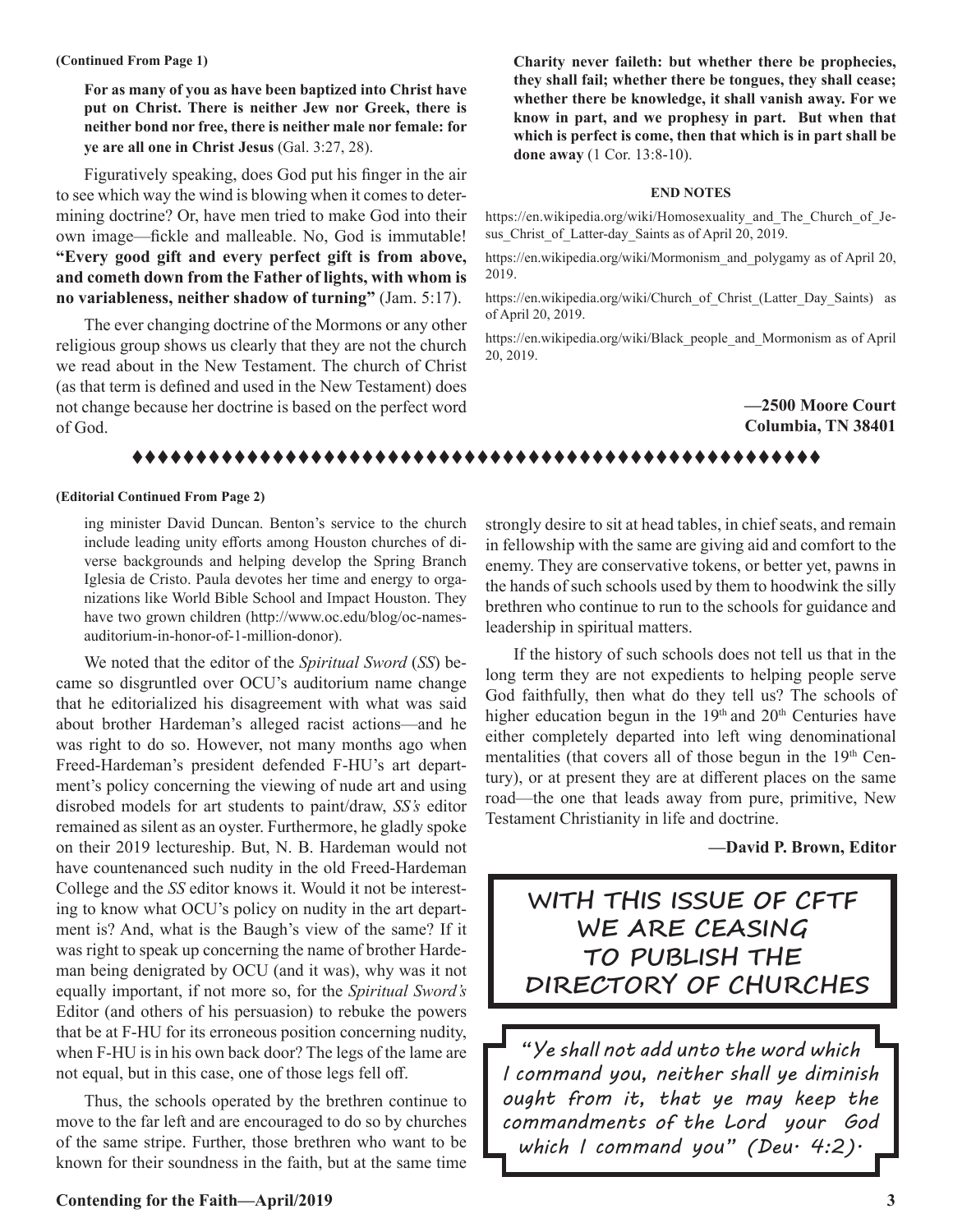**(Continued From Page 1)**

> **For as many of you as have been baptized into Christ have put on Christ. There is neither Jew nor Greek, there is neither bond nor free, there is neither male nor female: for ye are all one in Christ Jesus** (Gal. 3:27, 28).

Figuratively speaking, does God put his finger in the air to see which way the wind is blowing when it comes to determining doctrine? Or, have men tried to make God into their own image—fickle and malleable. No, God is immutable! **"Every good gift and every perfect gift is from above, and cometh down from the Father of lights, with whom is no variableness, neither shadow of turning"** (Jam. 5:17).

The ever changing doctrine of the Mormons or any other religious group shows us clearly that they are not the church we read about in the New Testament. The church of Christ (as that term is defined and used in the New Testament) does not change because her doctrine is based on the perfect word of God.

> **Charity never faileth: but whether there be prophecies, they shall fail; whether there be tongues, they shall cease; whether there be knowledge, it shall vanish away. For we know in part, and we prophesy in part. But when that which is perfect is come, then that which is in part shall be done away** (1 Cor. 13:8-10).

**END NOTES**

https://en.wikipedia.org/wiki/Homosexuality_and_The_Church_of_Jesus_Christ_of_Latter-day_Saints as of April 20, 2019.

https://en.wikipedia.org/wiki/Mormonism_and_polygamy as of April 20, 2019.

https://en.wikipedia.org/wiki/Church_of_Christ_(Latter_Day_Saints) as of April 20, 2019.

https://en.wikipedia.org/wiki/Black_people_and_Mormonism as of April 20, 2019.

**—2500 Moore Court**
**Columbia, TN 38401**

♦♦♦♦♦♦♦♦♦♦♦♦♦♦♦♦♦♦♦♦♦♦♦♦♦♦♦♦♦♦♦♦♦♦♦♦♦♦♦♦♦♦♦♦♦♦♦♦♦♦♦♦♦♦♦

**(Editorial Continued From Page 2)**

ing minister David Duncan. Benton's service to the church include leading unity efforts among Houston churches of diverse backgrounds and helping develop the Spring Branch Iglesia de Cristo. Paula devotes her time and energy to organizations like World Bible School and Impact Houston. They have two grown children (http://www.oc.edu/blog/oc-names-auditorium-in-honor-of-1-million-donor).

We noted that the editor of the *Spiritual Sword* (*SS*) became so disgruntled over OCU's auditorium name change that he editorialized his disagreement with what was said about brother Hardeman's alleged racist actions—and he was right to do so. However, not many months ago when Freed-Hardeman's president defended F-HU's art department's policy concerning the viewing of nude art and using disrobed models for art students to paint/draw, *SS's* editor remained as silent as an oyster. Furthermore, he gladly spoke on their 2019 lectureship. But, N. B. Hardeman would not have countenanced such nudity in the old Freed-Hardeman College and the *SS* editor knows it. Would it not be interesting to know what OCU's policy on nudity in the art department is? And, what is the Baugh's view of the same? If it was right to speak up concerning the name of brother Hardeman being denigrated by OCU (and it was), why was it not equally important, if not more so, for the *Spiritual Sword's* Editor (and others of his persuasion) to rebuke the powers that be at F-HU for its erroneous position concerning nudity, when F-HU is in his own back door? The legs of the lame are not equal, but in this case, one of those legs fell off.

Thus, the schools operated by the brethren continue to move to the far left and are encouraged to do so by churches of the same stripe. Further, those brethren who want to be known for their soundness in the faith, but at the same time strongly desire to sit at head tables, in chief seats, and remain in fellowship with the same are giving aid and comfort to the enemy. They are conservative tokens, or better yet, pawns in the hands of such schools used by them to hoodwink the silly brethren who continue to run to the schools for guidance and leadership in spiritual matters.

If the history of such schools does not tell us that in the long term they are not expedients to helping people serve God faithfully, then what do they tell us? The schools of higher education begun in the 19th and 20th Centuries have either completely departed into left wing denominational mentalities (that covers all of those begun in the 19th Century), or at present they are at different places on the same road—the one that leads away from pure, primitive, New Testament Christianity in life and doctrine.

**—David P. Brown, Editor**

**WITH THIS ISSUE OF CFTF WE ARE CEASING TO PUBLISH THE DIRECTORY OF CHURCHES**

*"Ye shall not add unto the word which I command you, neither shall ye diminish ought from it, that ye may keep the commandments of the Lord your God which I command you" (Deu. 4:2).*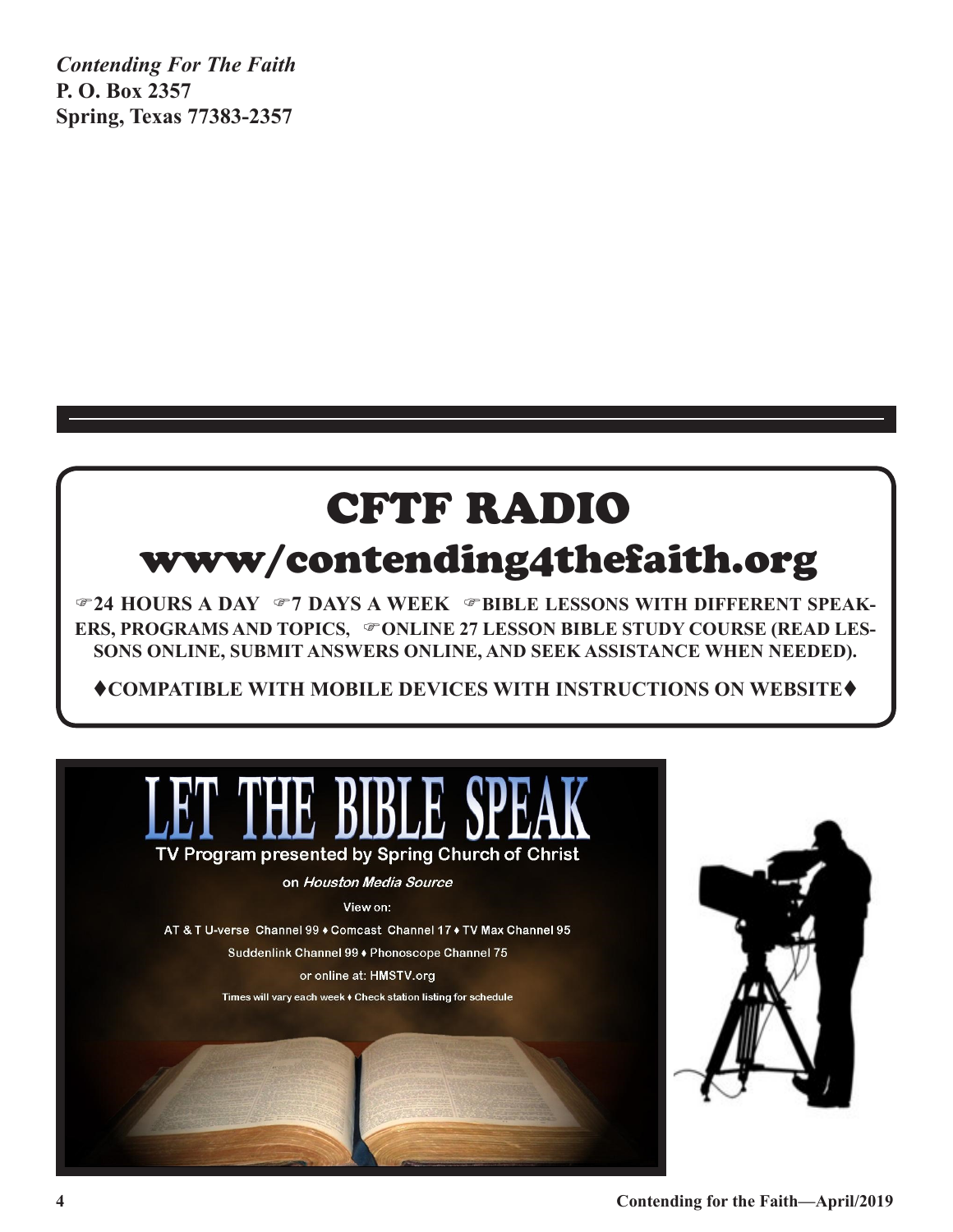*Contending For The Faith*
**P. O. Box 2357**
**Spring, Texas 77383-2357**

# CFTF RADIO

## www/contending4thefaith.org

**☞24 HOURS A DAY ☞7 DAYS A WEEK ☞BIBLE LESSONS WITH DIFFERENT SPEAKERS, PROGRAMS AND TOPICS, ☞ONLINE 27 LESSON BIBLE STUDY COURSE (READ LESSONS ONLINE, SUBMIT ANSWERS ONLINE, AND SEEK ASSISTANCE WHEN NEEDED).**

**♦COMPATIBLE WITH MOBILE DEVICES WITH INSTRUCTIONS ON WEBSITE♦**

# LET THE BIBLE SPEAK

TV Program presented by Spring Church of Christ

on *Houston Media Source*

View on:

AT & T U-verse Channel 99 ♦ Comcast Channel 17 ♦ TV Max Channel 95

Suddenlink Channel 99 ♦ Phonoscope Channel 75

or online at: HMSTV.org

Times will vary each week ♦ Check station listing for schedule